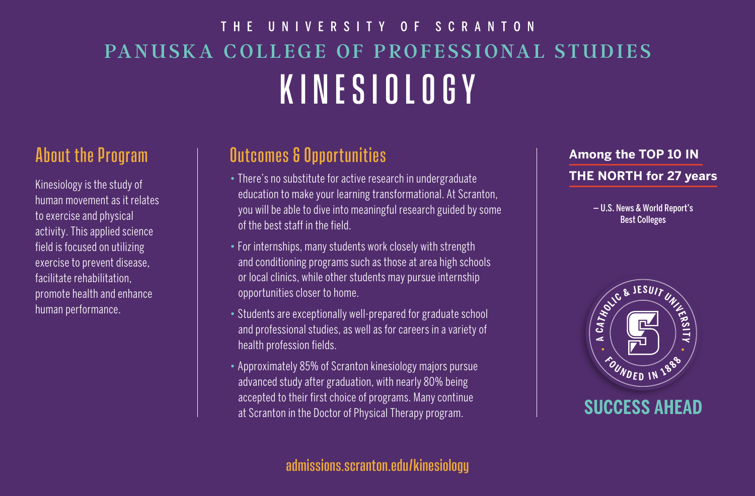THE UNIVERSITY OF SCRANTON

PANUSKA COLLEGE OF PROFESSIONAL STUDIES

# KINESIOLOGY

## About the Program

Kinesiology is the study of human movement as it relates to exercise and physical activity. This applied science field is focused on utilizing exercise to prevent disease, facilitate rehabilitation, promote health and enhance human performance.

## Outcomes & Opportunities

- There's no substitute for active research in undergraduate education to make your learning transformational. At Scranton, you will be able to dive into meaningful research guided by some of the best staff in the field.
- For internships, many students work closely with strength and conditioning programs such as those at area high schools or local clinics, while other students may pursue internship opportunities closer to home.
- Students are exceptionally well-prepared for graduate school and professional studies, as well as for careers in a variety of health profession fields.
- Approximately 85% of Scranton kinesiology majors pursue advanced study after graduation, with nearly 80% being accepted to their first choice of programs. Many continue at Scranton in the Doctor of Physical Therapy program.

**Among the TOP 10 IN THE NORTH for 27 years**

– U.S. News & World Report's Best Colleges

A CATHOLIC & JESUIT UNIVERSITY • FOUNDED IN 1888

SUCCESS AHEAD

admissions.scranton.edu/kinesiology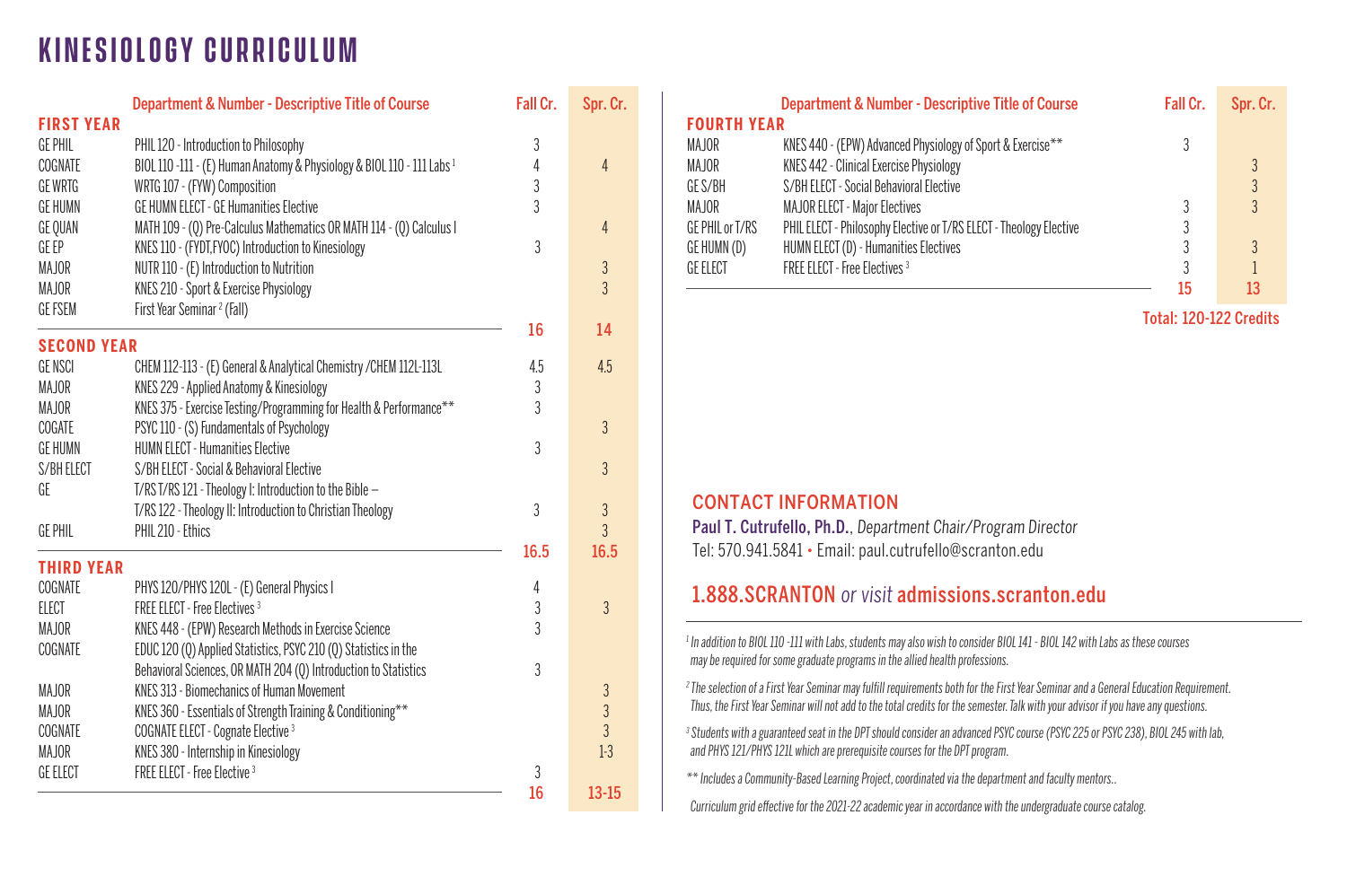# KINESIOLOGY CURRICULUM

| | Department & Number - Descriptive Title of Course | Fall Cr. | Spr. Cr. |
|---|---|---|---|
| **FIRST YEAR** | | | |
| GE PHIL | PHIL 120 - Introduction to Philosophy | 3 | |
| COGNATE | BIOL 110 -111 - (E) Human Anatomy & Physiology & BIOL 110 - 111 Labs [1] | 4 | 4 |
| GE WRTG | WRTG 107 - (FYW) Composition | 3 | |
| GE HUMN | GE HUMN ELECT - GE Humanities Elective | 3 | |
| GE QUAN | MATH 109 - (Q) Pre-Calculus Mathematics OR MATH 114 - (Q) Calculus I | | 4 |
| GE EP | KNES 110 - (FYDT,FYOC) Introduction to Kinesiology | 3 | |
| MAJOR | NUTR 110 - (E) Introduction to Nutrition | | 3 |
| MAJOR | KNES 210 - Sport & Exercise Physiology | | 3 |
| GE FSEM | First Year Seminar [2] (Fall) | | |
| | | **16** | **14** |
| **SECOND YEAR** | | | |
| GE NSCI | CHEM 112-113 - (E) General & Analytical Chemistry /CHEM 112L-113L | 4.5 | 4.5 |
| MAJOR | KNES 229 - Applied Anatomy & Kinesiology | 3 | |
| MAJOR | KNES 375 - Exercise Testing/Programming for Health & Performance** | 3 | |
| COGATE | PSYC 110 - (S) Fundamentals of Psychology | | 3 |
| GE HUMN | HUMN ELECT - Humanities Elective | 3 | |
| S/BH ELECT | S/BH ELECT - Social & Behavioral Elective | | 3 |
| GE | T/RS T/RS 121 - Theology I: Introduction to the Bible – T/RS 122 - Theology II: Introduction to Christian Theology | 3 | 3 |
| GE PHIL | PHIL 210 - Ethics | | 3 |
| | | **16.5** | **16.5** |
| **THIRD YEAR** | | | |
| COGNATE | PHYS 120/PHYS 120L - (E) General Physics I | 4 | |
| ELECT | FREE ELECT - Free Electives [3] | 3 | 3 |
| MAJOR | KNES 448 - (EPW) Research Methods in Exercise Science | 3 | |
| COGNATE | EDUC 120 (Q) Applied Statistics, PSYC 210 (Q) Statistics in the Behavioral Sciences, OR MATH 204 (Q) Introduction to Statistics | 3 | |
| MAJOR | KNES 313 - Biomechanics of Human Movement | | 3 |
| MAJOR | KNES 360 - Essentials of Strength Training & Conditioning** | | 3 |
| COGNATE | COGNATE ELECT - Cognate Elective [3] | | 3 |
| MAJOR | KNES 380 - Internship in Kinesiology | | 1-3 |
| GE ELECT | FREE ELECT - Free Elective [3] | 3 | |
| | | **16** | **13-15** |
| **FOURTH YEAR** | | | |
| MAJOR | KNES 440 - (EPW) Advanced Physiology of Sport & Exercise** | 3 | |
| MAJOR | KNES 442 - Clinical Exercise Physiology | | 3 |
| GE S/BH | S/BH ELECT - Social Behavioral Elective | | 3 |
| MAJOR | MAJOR ELECT - Major Electives | 3 | 3 |
| GE PHIL or T/RS | PHIL ELECT - Philosophy Elective or T/RS ELECT - Theology Elective | 3 | |
| GE HUMN (D) | HUMN ELECT (D) - Humanities Electives | 3 | 3 |
| GE ELECT | FREE ELECT - Free Electives [3] | 3 | 1 |
| | | **15** | **13** |

**Total: 120-122 Credits**

## CONTACT INFORMATION

**Paul T. Cutrufello, Ph.D.**, *Department Chair/Program Director*
Tel: 570.941.5841 • Email: paul.cutrufello@scranton.edu

## 1.888.SCRANTON *or visit* admissions.scranton.edu

*[1] In addition to BIOL 110 -111 with Labs, students may also wish to consider BIOL 141 - BIOL 142 with Labs as these courses may be required for some graduate programs in the allied health professions.*

*[2] The selection of a First Year Seminar may fulfill requirements both for the First Year Seminar and a General Education Requirement. Thus, the First Year Seminar will not add to the total credits for the semester. Talk with your advisor if you have any questions.*

*[3] Students with a guaranteed seat in the DPT should consider an advanced PSYC course (PSYC 225 or PSYC 238), BIOL 245 with lab, and PHYS 121/PHYS 121L which are prerequisite courses for the DPT program.*

*** Includes a Community-Based Learning Project, coordinated via the department and faculty mentors..*

*Curriculum grid effective for the 2021-22 academic year in accordance with the undergraduate course catalog.*